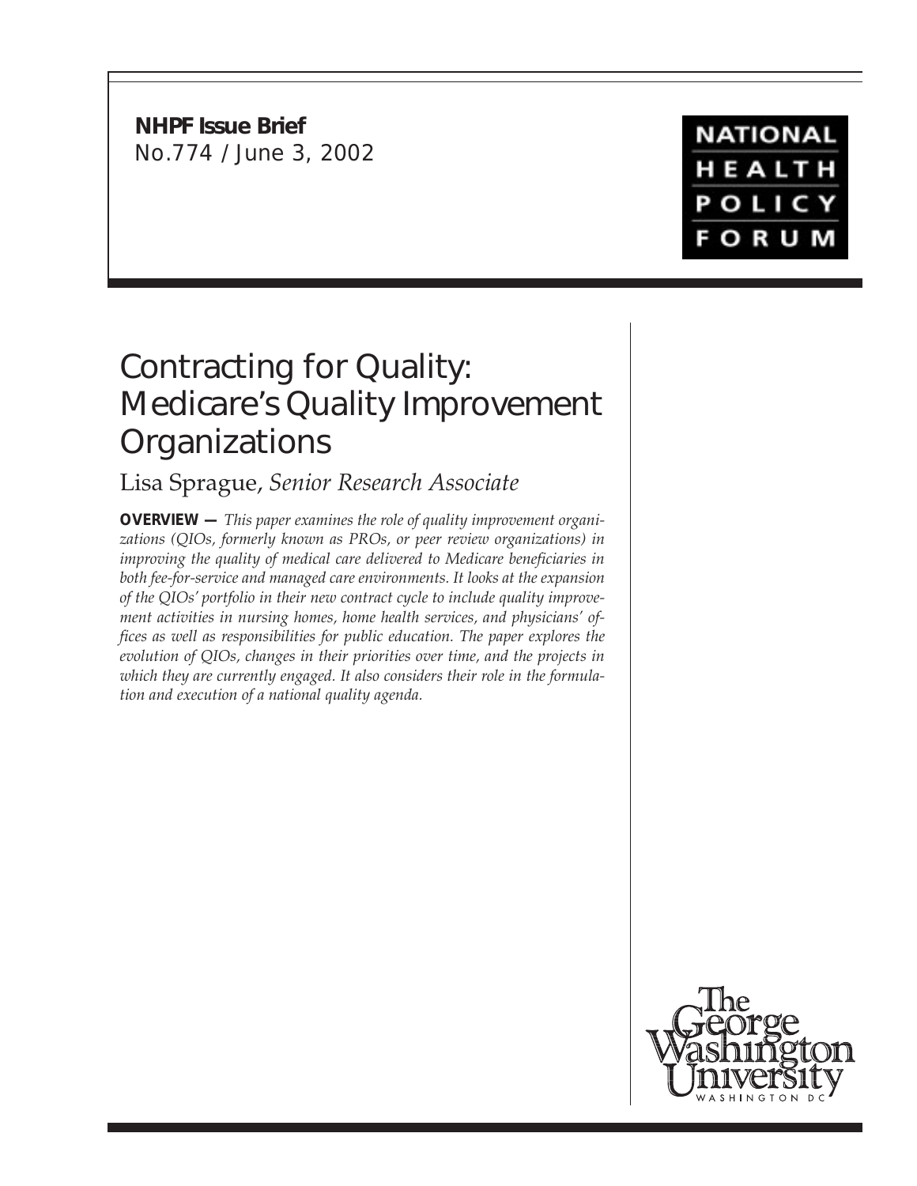**NHPF Issue Brief**
No.774 / June 3, 2002

NATIONAL HEALTH POLICY FORUM

# Contracting for Quality: Medicare's Quality Improvement Organizations

Lisa Sprague, *Senior Research Associate*

**OVERVIEW —** *This paper examines the role of quality improvement organizations (QIOs, formerly known as PROs, or peer review organizations) in improving the quality of medical care delivered to Medicare beneficiaries in both fee-for-service and managed care environments. It looks at the expansion of the QIOs' portfolio in their new contract cycle to include quality improvement activities in nursing homes, home health services, and physicians' offices as well as responsibilities for public education. The paper explores the evolution of QIOs, changes in their priorities over time, and the projects in which they are currently engaged. It also considers their role in the formulation and execution of a national quality agenda.*

The George Washington University
WASHINGTON DC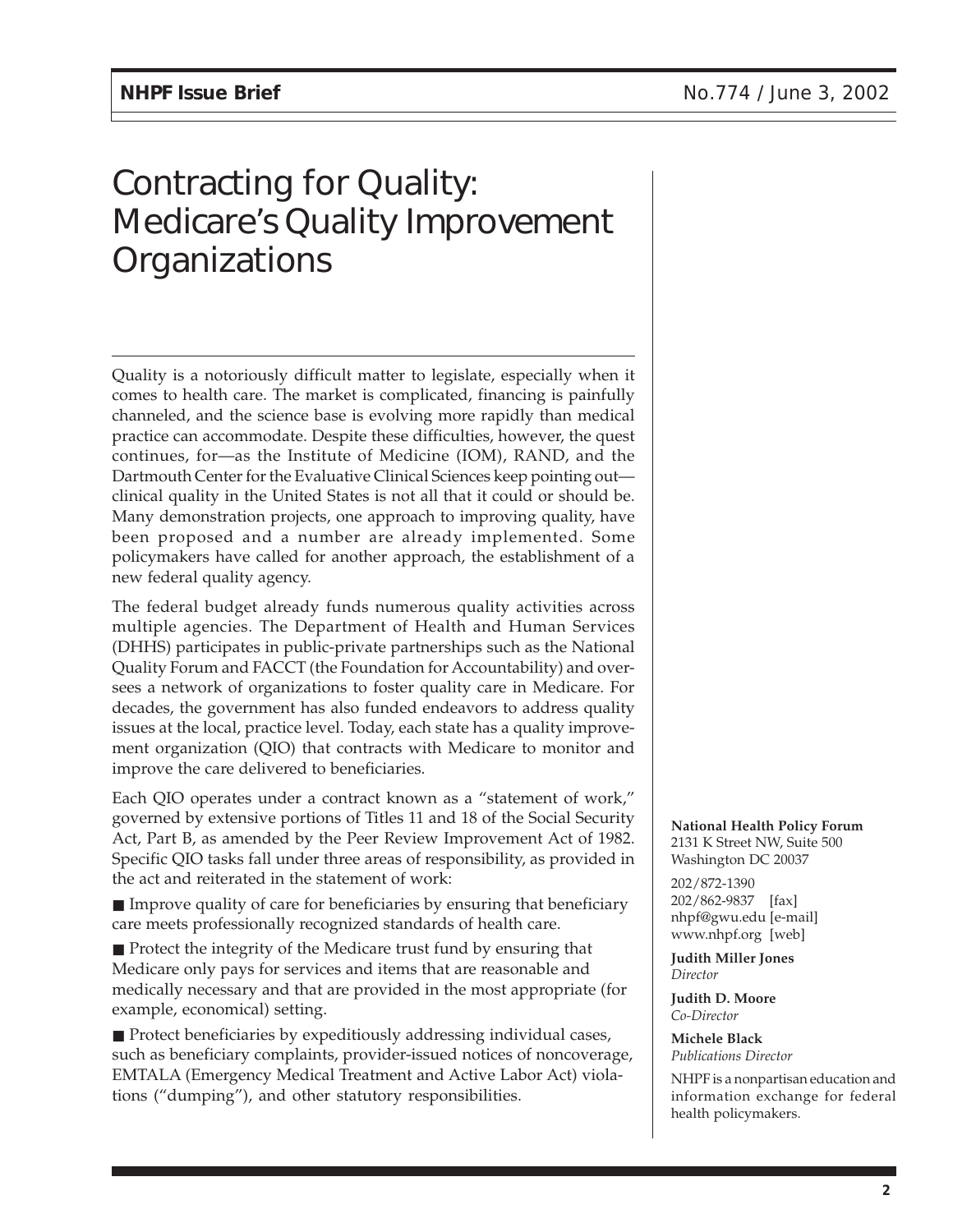# Contracting for Quality: Medicare's Quality Improvement Organizations

Quality is a notoriously difficult matter to legislate, especially when it comes to health care. The market is complicated, financing is painfully channeled, and the science base is evolving more rapidly than medical practice can accommodate. Despite these difficulties, however, the quest continues, for—as the Institute of Medicine (IOM), RAND, and the Dartmouth Center for the Evaluative Clinical Sciences keep pointing out—clinical quality in the United States is not all that it could or should be. Many demonstration projects, one approach to improving quality, have been proposed and a number are already implemented. Some policymakers have called for another approach, the establishment of a new federal quality agency.

The federal budget already funds numerous quality activities across multiple agencies. The Department of Health and Human Services (DHHS) participates in public-private partnerships such as the National Quality Forum and FACCT (the Foundation for Accountability) and oversees a network of organizations to foster quality care in Medicare. For decades, the government has also funded endeavors to address quality issues at the local, practice level. Today, each state has a quality improvement organization (QIO) that contracts with Medicare to monitor and improve the care delivered to beneficiaries.

Each QIO operates under a contract known as a "statement of work," governed by extensive portions of Titles 11 and 18 of the Social Security Act, Part B, as amended by the Peer Review Improvement Act of 1982. Specific QIO tasks fall under three areas of responsibility, as provided in the act and reiterated in the statement of work:

- Improve quality of care for beneficiaries by ensuring that beneficiary care meets professionally recognized standards of health care.
- Protect the integrity of the Medicare trust fund by ensuring that Medicare only pays for services and items that are reasonable and medically necessary and that are provided in the most appropriate (for example, economical) setting.
- Protect beneficiaries by expeditiously addressing individual cases, such as beneficiary complaints, provider-issued notices of noncoverage, EMTALA (Emergency Medical Treatment and Active Labor Act) violations ("dumping"), and other statutory responsibilities.

**National Health Policy Forum**
2131 K Street NW, Suite 500
Washington DC 20037

202/872-1390
202/862-9837 [fax]
nhpf@gwu.edu [e-mail]
www.nhpf.org [web]

**Judith Miller Jones**
*Director*

**Judith D. Moore**
*Co-Director*

**Michele Black**
*Publications Director*

NHPF is a nonpartisan education and information exchange for federal health policymakers.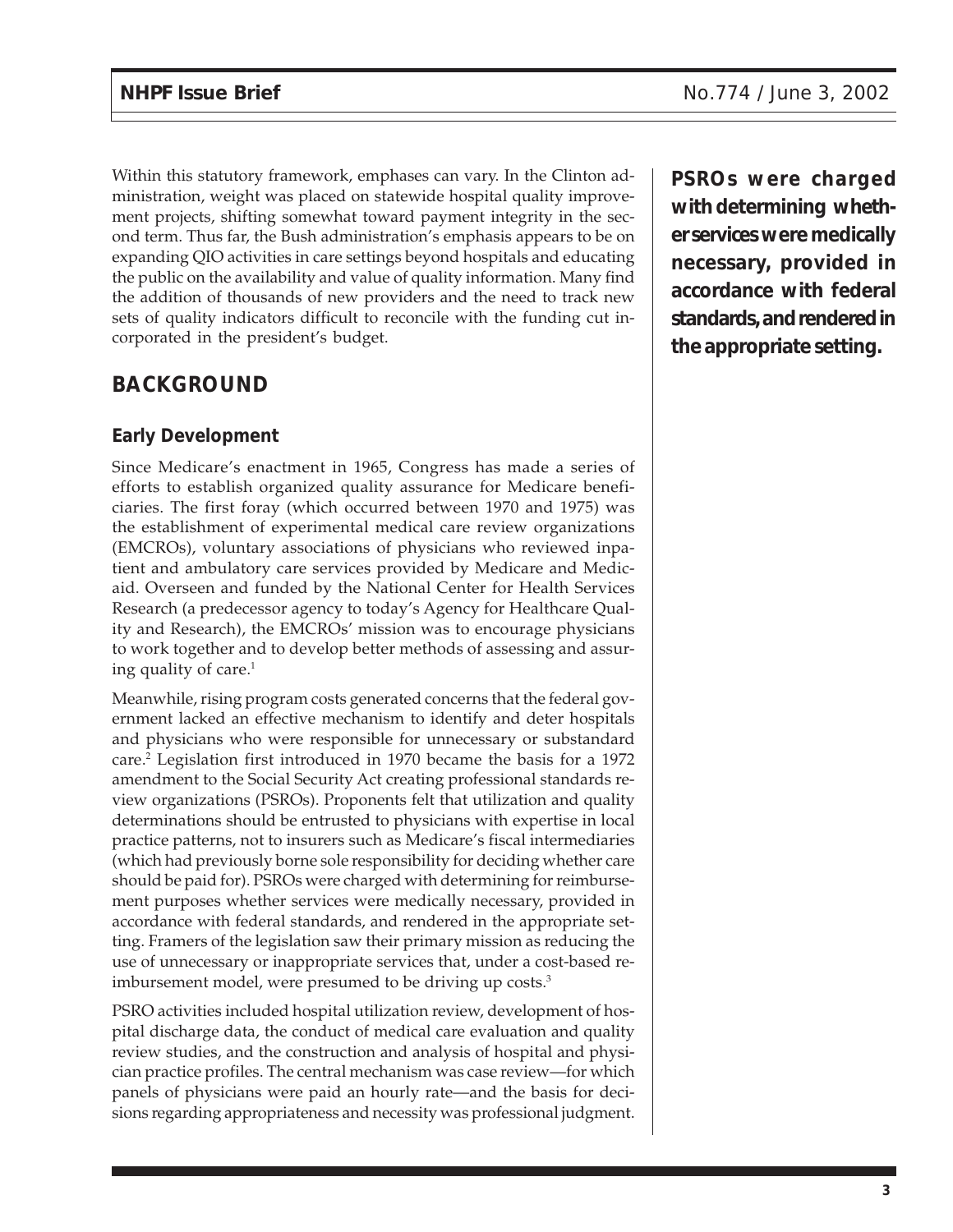Within this statutory framework, emphases can vary. In the Clinton administration, weight was placed on statewide hospital quality improvement projects, shifting somewhat toward payment integrity in the second term. Thus far, the Bush administration's emphasis appears to be on expanding QIO activities in care settings beyond hospitals and educating the public on the availability and value of quality information. Many find the addition of thousands of new providers and the need to track new sets of quality indicators difficult to reconcile with the funding cut incorporated in the president's budget.

**PSROs were charged with determining whether services were medically necessary, provided in accordance with federal standards, and rendered in the appropriate setting.**

## BACKGROUND

### Early Development

Since Medicare's enactment in 1965, Congress has made a series of efforts to establish organized quality assurance for Medicare beneficiaries. The first foray (which occurred between 1970 and 1975) was the establishment of experimental medical care review organizations (EMCROs), voluntary associations of physicians who reviewed inpatient and ambulatory care services provided by Medicare and Medicaid. Overseen and funded by the National Center for Health Services Research (a predecessor agency to today's Agency for Healthcare Quality and Research), the EMCROs' mission was to encourage physicians to work together and to develop better methods of assessing and assuring quality of care.[1]

Meanwhile, rising program costs generated concerns that the federal government lacked an effective mechanism to identify and deter hospitals and physicians who were responsible for unnecessary or substandard care.[2] Legislation first introduced in 1970 became the basis for a 1972 amendment to the Social Security Act creating professional standards review organizations (PSROs). Proponents felt that utilization and quality determinations should be entrusted to physicians with expertise in local practice patterns, not to insurers such as Medicare's fiscal intermediaries (which had previously borne sole responsibility for deciding whether care should be paid for). PSROs were charged with determining for reimbursement purposes whether services were medically necessary, provided in accordance with federal standards, and rendered in the appropriate setting. Framers of the legislation saw their primary mission as reducing the use of unnecessary or inappropriate services that, under a cost-based reimbursement model, were presumed to be driving up costs.[3]

PSRO activities included hospital utilization review, development of hospital discharge data, the conduct of medical care evaluation and quality review studies, and the construction and analysis of hospital and physician practice profiles. The central mechanism was case review—for which panels of physicians were paid an hourly rate—and the basis for decisions regarding appropriateness and necessity was professional judgment.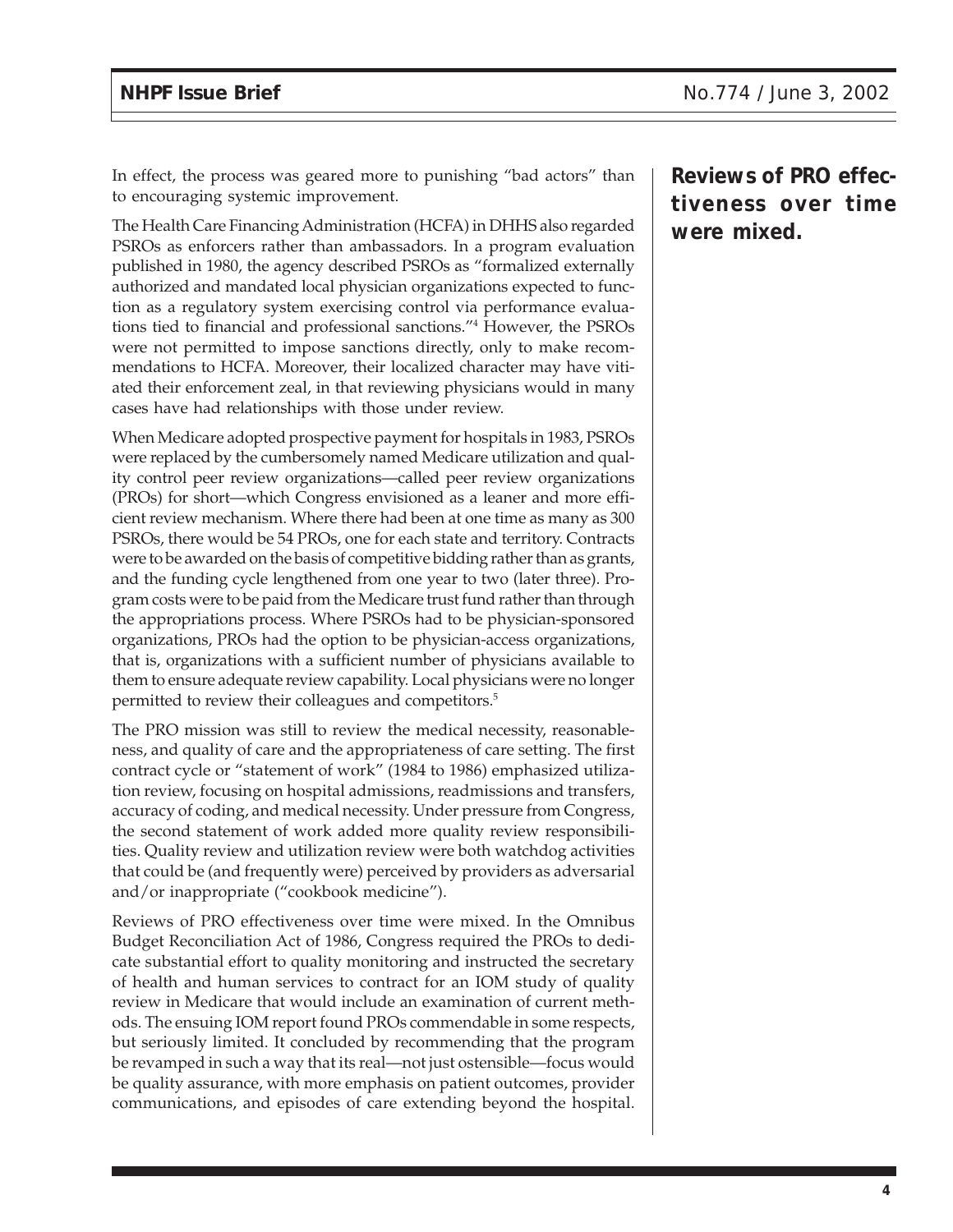In effect, the process was geared more to punishing "bad actors" than to encouraging systemic improvement.

The Health Care Financing Administration (HCFA) in DHHS also regarded PSROs as enforcers rather than ambassadors. In a program evaluation published in 1980, the agency described PSROs as "formalized externally authorized and mandated local physician organizations expected to function as a regulatory system exercising control via performance evaluations tied to financial and professional sanctions."[4] However, the PSROs were not permitted to impose sanctions directly, only to make recommendations to HCFA. Moreover, their localized character may have vitiated their enforcement zeal, in that reviewing physicians would in many cases have had relationships with those under review.

When Medicare adopted prospective payment for hospitals in 1983, PSROs were replaced by the cumbersomely named Medicare utilization and quality control peer review organizations—called peer review organizations (PROs) for short—which Congress envisioned as a leaner and more efficient review mechanism. Where there had been at one time as many as 300 PSROs, there would be 54 PROs, one for each state and territory. Contracts were to be awarded on the basis of competitive bidding rather than as grants, and the funding cycle lengthened from one year to two (later three). Program costs were to be paid from the Medicare trust fund rather than through the appropriations process. Where PSROs had to be physician-sponsored organizations, PROs had the option to be physician-access organizations, that is, organizations with a sufficient number of physicians available to them to ensure adequate review capability. Local physicians were no longer permitted to review their colleagues and competitors.[5]

The PRO mission was still to review the medical necessity, reasonableness, and quality of care and the appropriateness of care setting. The first contract cycle or "statement of work" (1984 to 1986) emphasized utilization review, focusing on hospital admissions, readmissions and transfers, accuracy of coding, and medical necessity. Under pressure from Congress, the second statement of work added more quality review responsibilities. Quality review and utilization review were both watchdog activities that could be (and frequently were) perceived by providers as adversarial and/or inappropriate ("cookbook medicine").

**Reviews of PRO effectiveness over time were mixed.**

Reviews of PRO effectiveness over time were mixed. In the Omnibus Budget Reconciliation Act of 1986, Congress required the PROs to dedicate substantial effort to quality monitoring and instructed the secretary of health and human services to contract for an IOM study of quality review in Medicare that would include an examination of current methods. The ensuing IOM report found PROs commendable in some respects, but seriously limited. It concluded by recommending that the program be revamped in such a way that its real—not just ostensible—focus would be quality assurance, with more emphasis on patient outcomes, provider communications, and episodes of care extending beyond the hospital.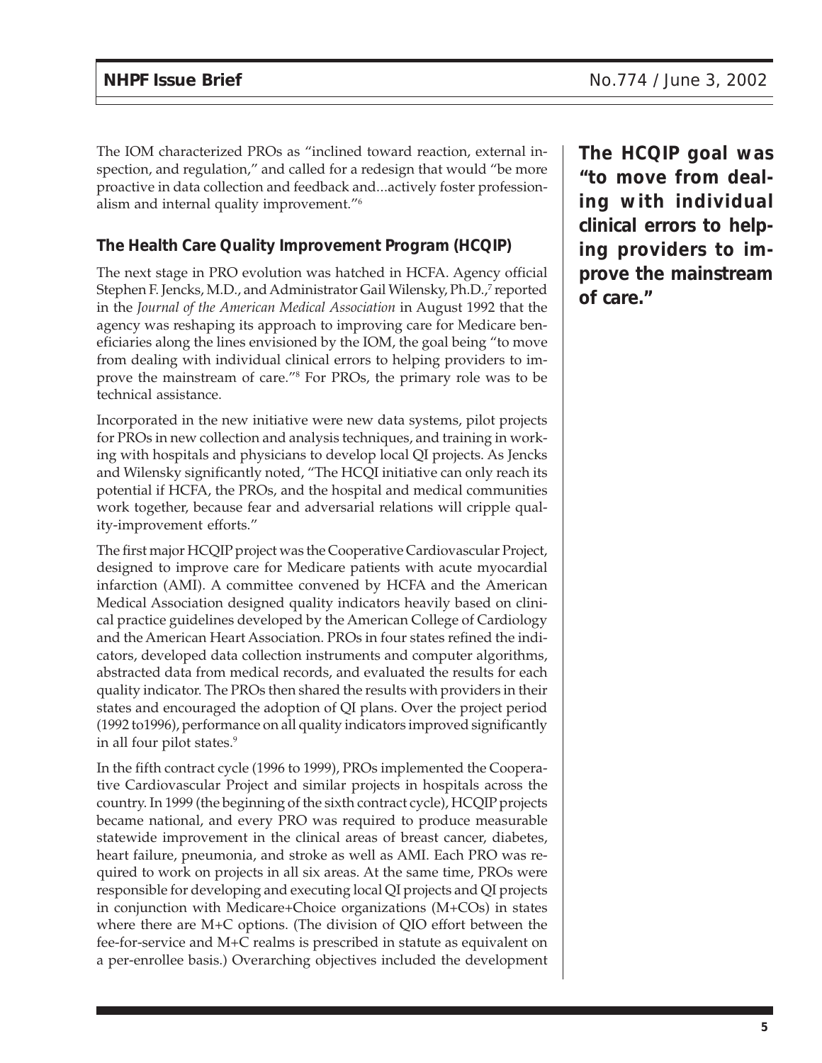The IOM characterized PROs as "inclined toward reaction, external inspection, and regulation," and called for a redesign that would "be more proactive in data collection and feedback and...actively foster professionalism and internal quality improvement."[6]

**The HCQIP goal was "to move from dealing with individual clinical errors to helping providers to improve the mainstream of care."**

### The Health Care Quality Improvement Program (HCQIP)

The next stage in PRO evolution was hatched in HCFA. Agency official Stephen F. Jencks, M.D., and Administrator Gail Wilensky, Ph.D.,[7] reported in the *Journal of the American Medical Association* in August 1992 that the agency was reshaping its approach to improving care for Medicare beneficiaries along the lines envisioned by the IOM, the goal being "to move from dealing with individual clinical errors to helping providers to improve the mainstream of care."[8] For PROs, the primary role was to be technical assistance.

Incorporated in the new initiative were new data systems, pilot projects for PROs in new collection and analysis techniques, and training in working with hospitals and physicians to develop local QI projects. As Jencks and Wilensky significantly noted, "The HCQI initiative can only reach its potential if HCFA, the PROs, and the hospital and medical communities work together, because fear and adversarial relations will cripple quality-improvement efforts."

The first major HCQIP project was the Cooperative Cardiovascular Project, designed to improve care for Medicare patients with acute myocardial infarction (AMI). A committee convened by HCFA and the American Medical Association designed quality indicators heavily based on clinical practice guidelines developed by the American College of Cardiology and the American Heart Association. PROs in four states refined the indicators, developed data collection instruments and computer algorithms, abstracted data from medical records, and evaluated the results for each quality indicator. The PROs then shared the results with providers in their states and encouraged the adoption of QI plans. Over the project period (1992 to1996), performance on all quality indicators improved significantly in all four pilot states.[9]

In the fifth contract cycle (1996 to 1999), PROs implemented the Cooperative Cardiovascular Project and similar projects in hospitals across the country. In 1999 (the beginning of the sixth contract cycle), HCQIP projects became national, and every PRO was required to produce measurable statewide improvement in the clinical areas of breast cancer, diabetes, heart failure, pneumonia, and stroke as well as AMI. Each PRO was required to work on projects in all six areas. At the same time, PROs were responsible for developing and executing local QI projects and QI projects in conjunction with Medicare+Choice organizations (M+COs) in states where there are M+C options. (The division of QIO effort between the fee-for-service and M+C realms is prescribed in statute as equivalent on a per-enrollee basis.) Overarching objectives included the development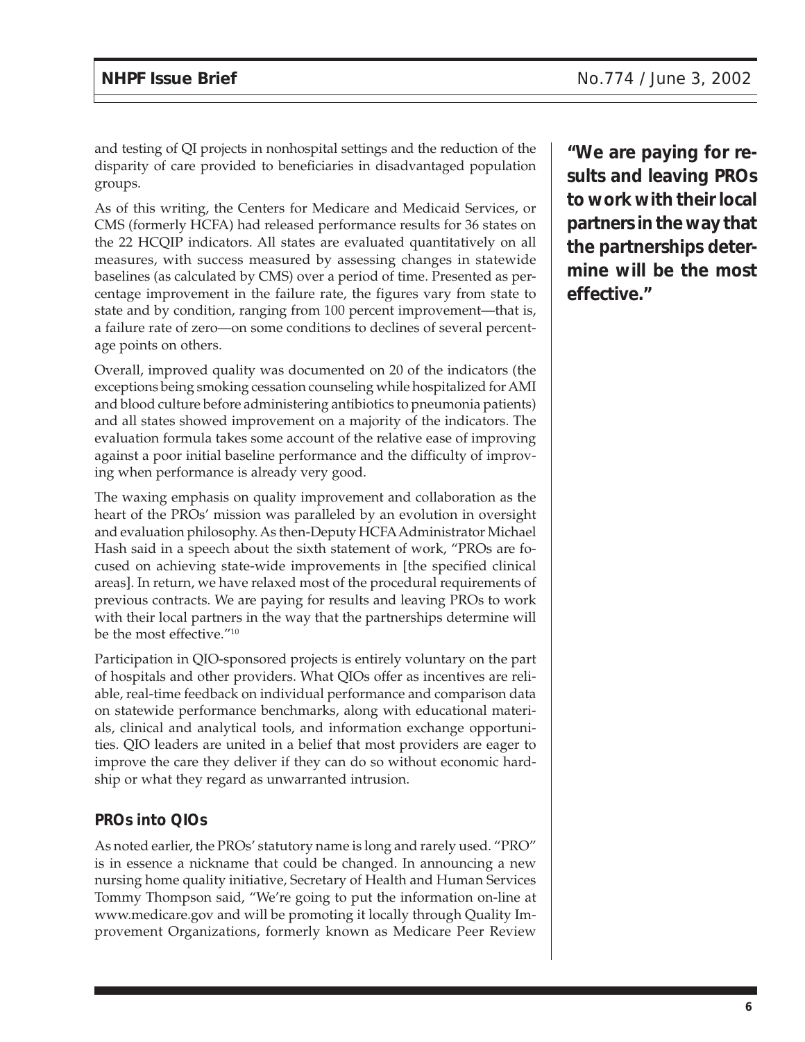and testing of QI projects in nonhospital settings and the reduction of the disparity of care provided to beneficiaries in disadvantaged population groups.

As of this writing, the Centers for Medicare and Medicaid Services, or CMS (formerly HCFA) had released performance results for 36 states on the 22 HCQIP indicators. All states are evaluated quantitatively on all measures, with success measured by assessing changes in statewide baselines (as calculated by CMS) over a period of time. Presented as percentage improvement in the failure rate, the figures vary from state to state and by condition, ranging from 100 percent improvement—that is, a failure rate of zero—on some conditions to declines of several percentage points on others.

Overall, improved quality was documented on 20 of the indicators (the exceptions being smoking cessation counseling while hospitalized for AMI and blood culture before administering antibiotics to pneumonia patients) and all states showed improvement on a majority of the indicators. The evaluation formula takes some account of the relative ease of improving against a poor initial baseline performance and the difficulty of improving when performance is already very good.

The waxing emphasis on quality improvement and collaboration as the heart of the PROs' mission was paralleled by an evolution in oversight and evaluation philosophy. As then-Deputy HCFA Administrator Michael Hash said in a speech about the sixth statement of work, "PROs are focused on achieving state-wide improvements in [the specified clinical areas]. In return, we have relaxed most of the procedural requirements of previous contracts. We are paying for results and leaving PROs to work with their local partners in the way that the partnerships determine will be the most effective."[10]

**"We are paying for results and leaving PROs to work with their local partners in the way that the partnerships determine will be the most effective."**

Participation in QIO-sponsored projects is entirely voluntary on the part of hospitals and other providers. What QIOs offer as incentives are reliable, real-time feedback on individual performance and comparison data on statewide performance benchmarks, along with educational materials, clinical and analytical tools, and information exchange opportunities. QIO leaders are united in a belief that most providers are eager to improve the care they deliver if they can do so without economic hardship or what they regard as unwarranted intrusion.

### PROs into QIOs

As noted earlier, the PROs' statutory name is long and rarely used. "PRO" is in essence a nickname that could be changed. In announcing a new nursing home quality initiative, Secretary of Health and Human Services Tommy Thompson said, "We're going to put the information on-line at www.medicare.gov and will be promoting it locally through Quality Improvement Organizations, formerly known as Medicare Peer Review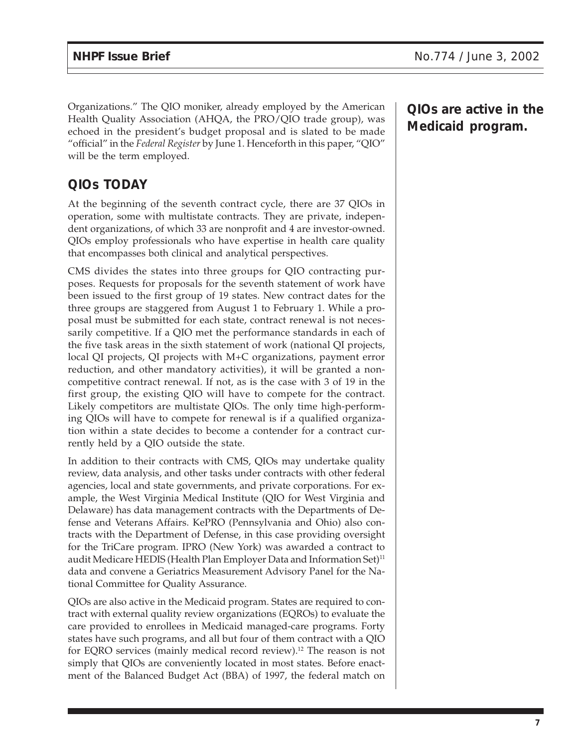Organizations." The QIO moniker, already employed by the American Health Quality Association (AHQA, the PRO/QIO trade group), was echoed in the president's budget proposal and is slated to be made "official" in the *Federal Register* by June 1. Henceforth in this paper, "QIO" will be the term employed.

## QIOs TODAY

At the beginning of the seventh contract cycle, there are 37 QIOs in operation, some with multistate contracts. They are private, independent organizations, of which 33 are nonprofit and 4 are investor-owned. QIOs employ professionals who have expertise in health care quality that encompasses both clinical and analytical perspectives.

CMS divides the states into three groups for QIO contracting purposes. Requests for proposals for the seventh statement of work have been issued to the first group of 19 states. New contract dates for the three groups are staggered from August 1 to February 1. While a proposal must be submitted for each state, contract renewal is not necessarily competitive. If a QIO met the performance standards in each of the five task areas in the sixth statement of work (national QI projects, local QI projects, QI projects with M+C organizations, payment error reduction, and other mandatory activities), it will be granted a noncompetitive contract renewal. If not, as is the case with 3 of 19 in the first group, the existing QIO will have to compete for the contract. Likely competitors are multistate QIOs. The only time high-performing QIOs will have to compete for renewal is if a qualified organization within a state decides to become a contender for a contract currently held by a QIO outside the state.

In addition to their contracts with CMS, QIOs may undertake quality review, data analysis, and other tasks under contracts with other federal agencies, local and state governments, and private corporations. For example, the West Virginia Medical Institute (QIO for West Virginia and Delaware) has data management contracts with the Departments of Defense and Veterans Affairs. KePRO (Pennsylvania and Ohio) also contracts with the Department of Defense, in this case providing oversight for the TriCare program. IPRO (New York) was awarded a contract to audit Medicare HEDIS (Health Plan Employer Data and Information Set)[11] data and convene a Geriatrics Measurement Advisory Panel for the National Committee for Quality Assurance.

**QIOs are active in the Medicaid program.**

QIOs are also active in the Medicaid program. States are required to contract with external quality review organizations (EQROs) to evaluate the care provided to enrollees in Medicaid managed-care programs. Forty states have such programs, and all but four of them contract with a QIO for EQRO services (mainly medical record review).[12] The reason is not simply that QIOs are conveniently located in most states. Before enactment of the Balanced Budget Act (BBA) of 1997, the federal match on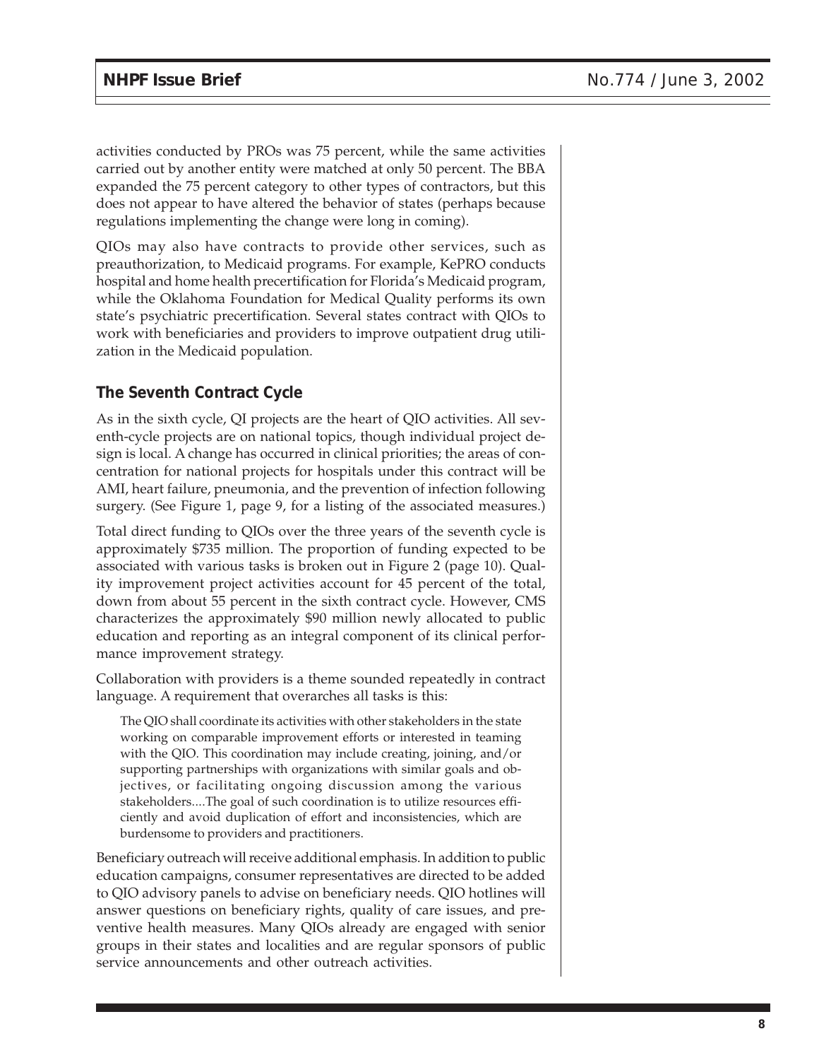activities conducted by PROs was 75 percent, while the same activities carried out by another entity were matched at only 50 percent. The BBA expanded the 75 percent category to other types of contractors, but this does not appear to have altered the behavior of states (perhaps because regulations implementing the change were long in coming).

QIOs may also have contracts to provide other services, such as preauthorization, to Medicaid programs. For example, KePRO conducts hospital and home health precertification for Florida's Medicaid program, while the Oklahoma Foundation for Medical Quality performs its own state's psychiatric precertification. Several states contract with QIOs to work with beneficiaries and providers to improve outpatient drug utilization in the Medicaid population.

## The Seventh Contract Cycle

As in the sixth cycle, QI projects are the heart of QIO activities. All seventh-cycle projects are on national topics, though individual project design is local. A change has occurred in clinical priorities; the areas of concentration for national projects for hospitals under this contract will be AMI, heart failure, pneumonia, and the prevention of infection following surgery. (See Figure 1, page 9, for a listing of the associated measures.)

Total direct funding to QIOs over the three years of the seventh cycle is approximately $735 million. The proportion of funding expected to be associated with various tasks is broken out in Figure 2 (page 10). Quality improvement project activities account for 45 percent of the total, down from about 55 percent in the sixth contract cycle. However, CMS characterizes the approximately $90 million newly allocated to public education and reporting as an integral component of its clinical performance improvement strategy.

Collaboration with providers is a theme sounded repeatedly in contract language. A requirement that overarches all tasks is this:

> The QIO shall coordinate its activities with other stakeholders in the state working on comparable improvement efforts or interested in teaming with the QIO. This coordination may include creating, joining, and/or supporting partnerships with organizations with similar goals and objectives, or facilitating ongoing discussion among the various stakeholders....The goal of such coordination is to utilize resources efficiently and avoid duplication of effort and inconsistencies, which are burdensome to providers and practitioners.

Beneficiary outreach will receive additional emphasis. In addition to public education campaigns, consumer representatives are directed to be added to QIO advisory panels to advise on beneficiary needs. QIO hotlines will answer questions on beneficiary rights, quality of care issues, and preventive health measures. Many QIOs already are engaged with senior groups in their states and localities and are regular sponsors of public service announcements and other outreach activities.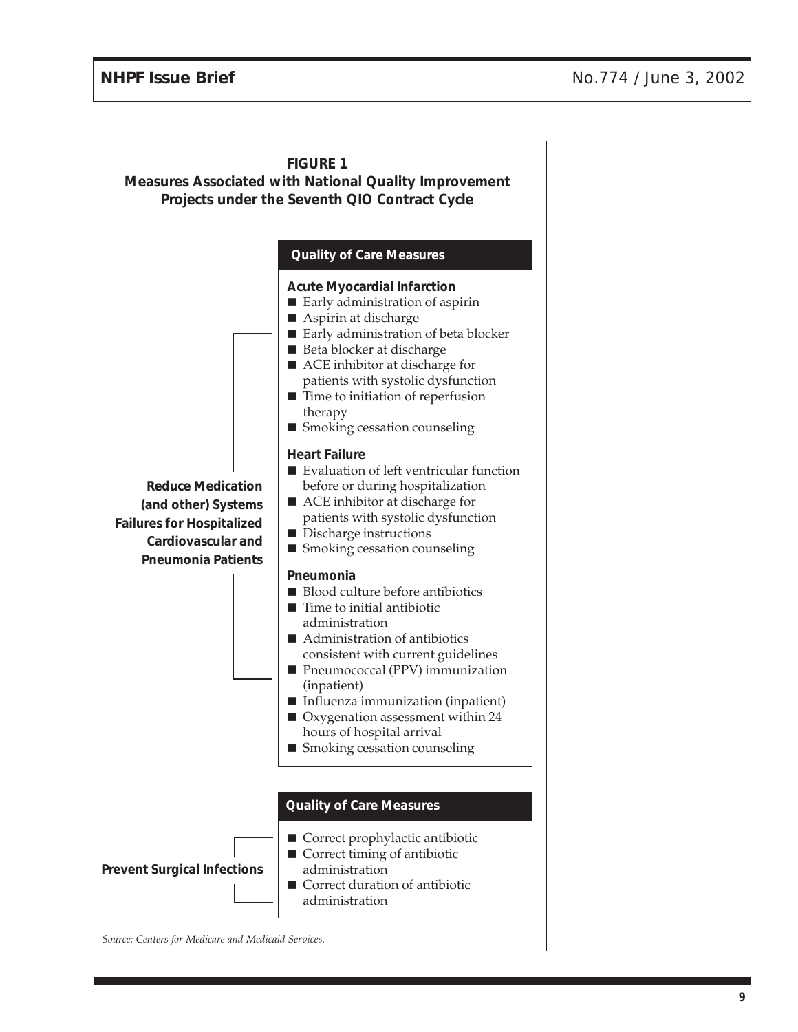**FIGURE 1**
**Measures Associated with National Quality Improvement Projects under the Seventh QIO Contract Cycle**

**Reduce Medication (and other) Systems Failures for Hospitalized Cardiovascular and Pneumonia Patients**

**Quality of Care Measures**

**Acute Myocardial Infarction**

- Early administration of aspirin
- Aspirin at discharge
- Early administration of beta blocker
- Beta blocker at discharge
- ACE inhibitor at discharge for patients with systolic dysfunction
- Time to initiation of reperfusion therapy
- Smoking cessation counseling

**Heart Failure**

- Evaluation of left ventricular function before or during hospitalization
- ACE inhibitor at discharge for patients with systolic dysfunction
- Discharge instructions
- Smoking cessation counseling

**Pneumonia**

- Blood culture before antibiotics
- Time to initial antibiotic administration
- Administration of antibiotics consistent with current guidelines
- Pneumococcal (PPV) immunization (inpatient)
- Influenza immunization (inpatient)
- Oxygenation assessment within 24 hours of hospital arrival
- Smoking cessation counseling

**Prevent Surgical Infections**

**Quality of Care Measures**

- Correct prophylactic antibiotic
- Correct timing of antibiotic administration
- Correct duration of antibiotic administration

*Source: Centers for Medicare and Medicaid Services.*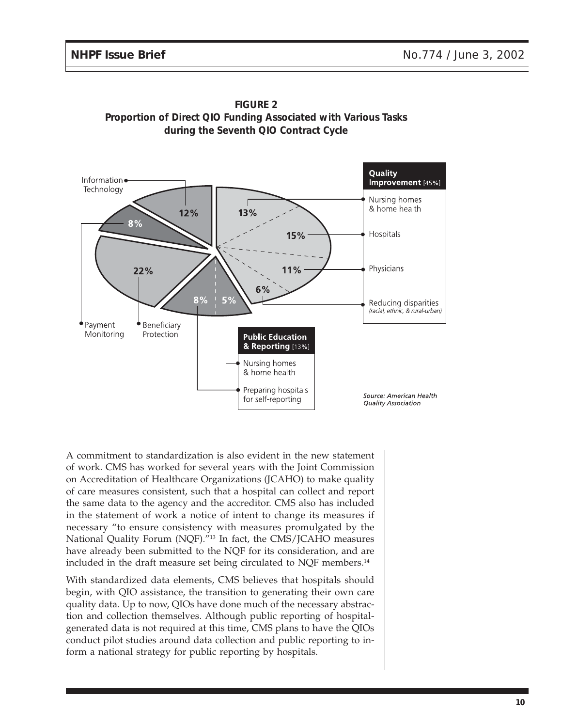**FIGURE 2**
**Proportion of Direct QIO Funding Associated with Various Tasks during the Seventh QIO Contract Cycle**

| Category | Task | Share |
|---|---|---|
| Quality Improvement [45%] | Nursing homes & home health | 13% |
| | Hospitals | 15% |
| | Physicians | 11% |
| | Reducing disparities (racial, ethnic, & rural-urban) | 6% |
| Public Education & Reporting [13%] | Nursing homes & home health | 5% |
| | Preparing hospitals for self-reporting | 8% |
| Beneficiary Protection | | 22% |
| Payment Monitoring | | 8% |
| Information Technology | | 12% |

*Source: American Health Quality Association*

A commitment to standardization is also evident in the new statement of work. CMS has worked for several years with the Joint Commission on Accreditation of Healthcare Organizations (JCAHO) to make quality of care measures consistent, such that a hospital can collect and report the same data to the agency and the accreditor. CMS also has included in the statement of work a notice of intent to change its measures if necessary "to ensure consistency with measures promulgated by the National Quality Forum (NQF)."[13] In fact, the CMS/JCAHO measures have already been submitted to the NQF for its consideration, and are included in the draft measure set being circulated to NQF members.[14]

With standardized data elements, CMS believes that hospitals should begin, with QIO assistance, the transition to generating their own care quality data. Up to now, QIOs have done much of the necessary abstraction and collection themselves. Although public reporting of hospital-generated data is not required at this time, CMS plans to have the QIOs conduct pilot studies around data collection and public reporting to inform a national strategy for public reporting by hospitals.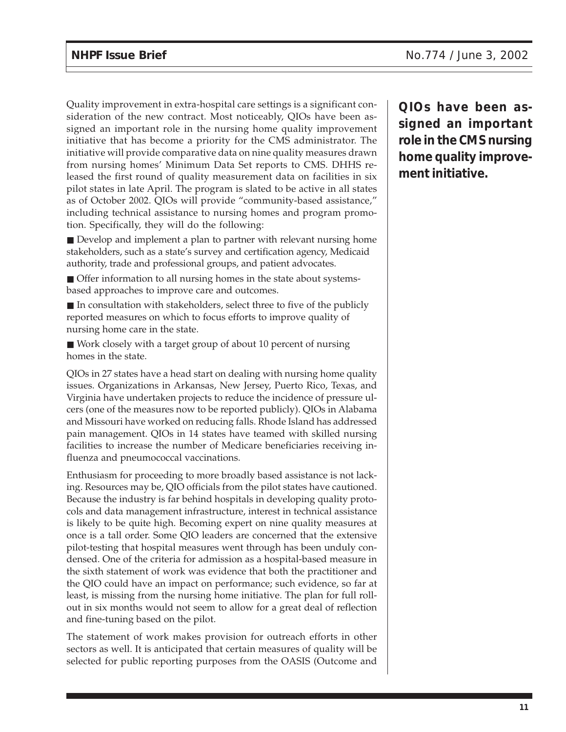Quality improvement in extra-hospital care settings is a significant consideration of the new contract. Most noticeably, QIOs have been assigned an important role in the nursing home quality improvement initiative that has become a priority for the CMS administrator. The initiative will provide comparative data on nine quality measures drawn from nursing homes' Minimum Data Set reports to CMS. DHHS released the first round of quality measurement data on facilities in six pilot states in late April. The program is slated to be active in all states as of October 2002. QIOs will provide "community-based assistance," including technical assistance to nursing homes and program promotion. Specifically, they will do the following:

**QIOs have been assigned an important role in the CMS nursing home quality improvement initiative.**

- Develop and implement a plan to partner with relevant nursing home stakeholders, such as a state's survey and certification agency, Medicaid authority, trade and professional groups, and patient advocates.
- Offer information to all nursing homes in the state about systems-based approaches to improve care and outcomes.
- In consultation with stakeholders, select three to five of the publicly reported measures on which to focus efforts to improve quality of nursing home care in the state.
- Work closely with a target group of about 10 percent of nursing homes in the state.

QIOs in 27 states have a head start on dealing with nursing home quality issues. Organizations in Arkansas, New Jersey, Puerto Rico, Texas, and Virginia have undertaken projects to reduce the incidence of pressure ulcers (one of the measures now to be reported publicly). QIOs in Alabama and Missouri have worked on reducing falls. Rhode Island has addressed pain management. QIOs in 14 states have teamed with skilled nursing facilities to increase the number of Medicare beneficiaries receiving influenza and pneumococcal vaccinations.

Enthusiasm for proceeding to more broadly based assistance is not lacking. Resources may be, QIO officials from the pilot states have cautioned. Because the industry is far behind hospitals in developing quality protocols and data management infrastructure, interest in technical assistance is likely to be quite high. Becoming expert on nine quality measures at once is a tall order. Some QIO leaders are concerned that the extensive pilot-testing that hospital measures went through has been unduly condensed. One of the criteria for admission as a hospital-based measure in the sixth statement of work was evidence that both the practitioner and the QIO could have an impact on performance; such evidence, so far at least, is missing from the nursing home initiative. The plan for full roll-out in six months would not seem to allow for a great deal of reflection and fine-tuning based on the pilot.

The statement of work makes provision for outreach efforts in other sectors as well. It is anticipated that certain measures of quality will be selected for public reporting purposes from the OASIS (Outcome and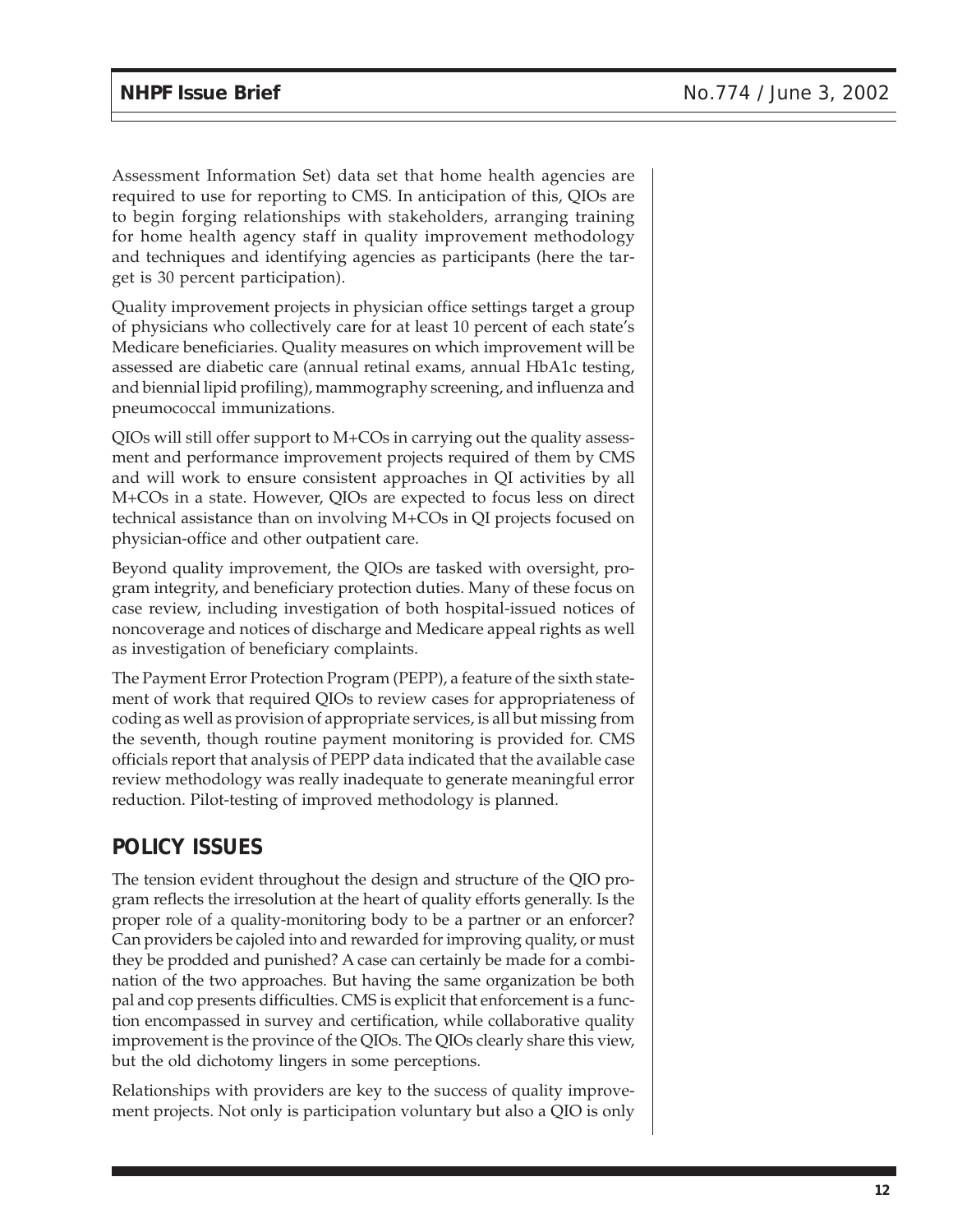Assessment Information Set) data set that home health agencies are required to use for reporting to CMS. In anticipation of this, QIOs are to begin forging relationships with stakeholders, arranging training for home health agency staff in quality improvement methodology and techniques and identifying agencies as participants (here the target is 30 percent participation).

Quality improvement projects in physician office settings target a group of physicians who collectively care for at least 10 percent of each state's Medicare beneficiaries. Quality measures on which improvement will be assessed are diabetic care (annual retinal exams, annual HbA1c testing, and biennial lipid profiling), mammography screening, and influenza and pneumococcal immunizations.

QIOs will still offer support to M+COs in carrying out the quality assessment and performance improvement projects required of them by CMS and will work to ensure consistent approaches in QI activities by all M+COs in a state. However, QIOs are expected to focus less on direct technical assistance than on involving M+COs in QI projects focused on physician-office and other outpatient care.

Beyond quality improvement, the QIOs are tasked with oversight, program integrity, and beneficiary protection duties. Many of these focus on case review, including investigation of both hospital-issued notices of noncoverage and notices of discharge and Medicare appeal rights as well as investigation of beneficiary complaints.

The Payment Error Protection Program (PEPP), a feature of the sixth statement of work that required QIOs to review cases for appropriateness of coding as well as provision of appropriate services, is all but missing from the seventh, though routine payment monitoring is provided for. CMS officials report that analysis of PEPP data indicated that the available case review methodology was really inadequate to generate meaningful error reduction. Pilot-testing of improved methodology is planned.

## POLICY ISSUES

The tension evident throughout the design and structure of the QIO program reflects the irresolution at the heart of quality efforts generally. Is the proper role of a quality-monitoring body to be a partner or an enforcer? Can providers be cajoled into and rewarded for improving quality, or must they be prodded and punished? A case can certainly be made for a combination of the two approaches. But having the same organization be both pal and cop presents difficulties. CMS is explicit that enforcement is a function encompassed in survey and certification, while collaborative quality improvement is the province of the QIOs. The QIOs clearly share this view, but the old dichotomy lingers in some perceptions.

Relationships with providers are key to the success of quality improvement projects. Not only is participation voluntary but also a QIO is only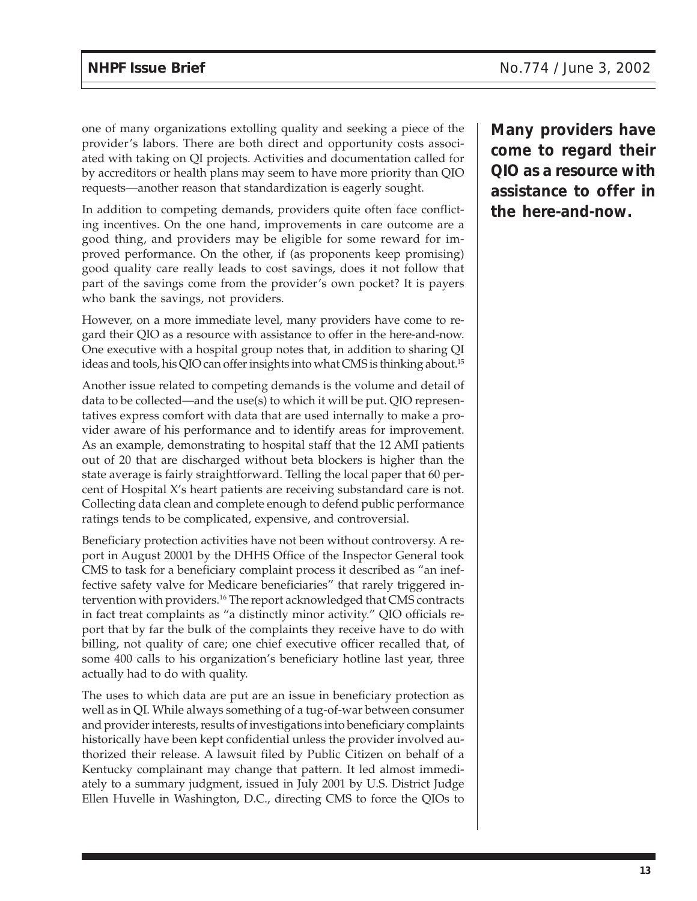one of many organizations extolling quality and seeking a piece of the provider's labors. There are both direct and opportunity costs associated with taking on QI projects. Activities and documentation called for by accreditors or health plans may seem to have more priority than QIO requests—another reason that standardization is eagerly sought.

In addition to competing demands, providers quite often face conflicting incentives. On the one hand, improvements in care outcome are a good thing, and providers may be eligible for some reward for improved performance. On the other, if (as proponents keep promising) good quality care really leads to cost savings, does it not follow that part of the savings come from the provider's own pocket? It is payers who bank the savings, not providers.

**Many providers have come to regard their QIO as a resource with assistance to offer in the here-and-now.**

However, on a more immediate level, many providers have come to regard their QIO as a resource with assistance to offer in the here-and-now. One executive with a hospital group notes that, in addition to sharing QI ideas and tools, his QIO can offer insights into what CMS is thinking about.[15]

Another issue related to competing demands is the volume and detail of data to be collected—and the use(s) to which it will be put. QIO representatives express comfort with data that are used internally to make a provider aware of his performance and to identify areas for improvement. As an example, demonstrating to hospital staff that the 12 AMI patients out of 20 that are discharged without beta blockers is higher than the state average is fairly straightforward. Telling the local paper that 60 percent of Hospital X's heart patients are receiving substandard care is not. Collecting data clean and complete enough to defend public performance ratings tends to be complicated, expensive, and controversial.

Beneficiary protection activities have not been without controversy. A report in August 20001 by the DHHS Office of the Inspector General took CMS to task for a beneficiary complaint process it described as "an ineffective safety valve for Medicare beneficiaries" that rarely triggered intervention with providers.[16] The report acknowledged that CMS contracts in fact treat complaints as "a distinctly minor activity." QIO officials report that by far the bulk of the complaints they receive have to do with billing, not quality of care; one chief executive officer recalled that, of some 400 calls to his organization's beneficiary hotline last year, three actually had to do with quality.

The uses to which data are put are an issue in beneficiary protection as well as in QI. While always something of a tug-of-war between consumer and provider interests, results of investigations into beneficiary complaints historically have been kept confidential unless the provider involved authorized their release. A lawsuit filed by Public Citizen on behalf of a Kentucky complainant may change that pattern. It led almost immediately to a summary judgment, issued in July 2001 by U.S. District Judge Ellen Huvelle in Washington, D.C., directing CMS to force the QIOs to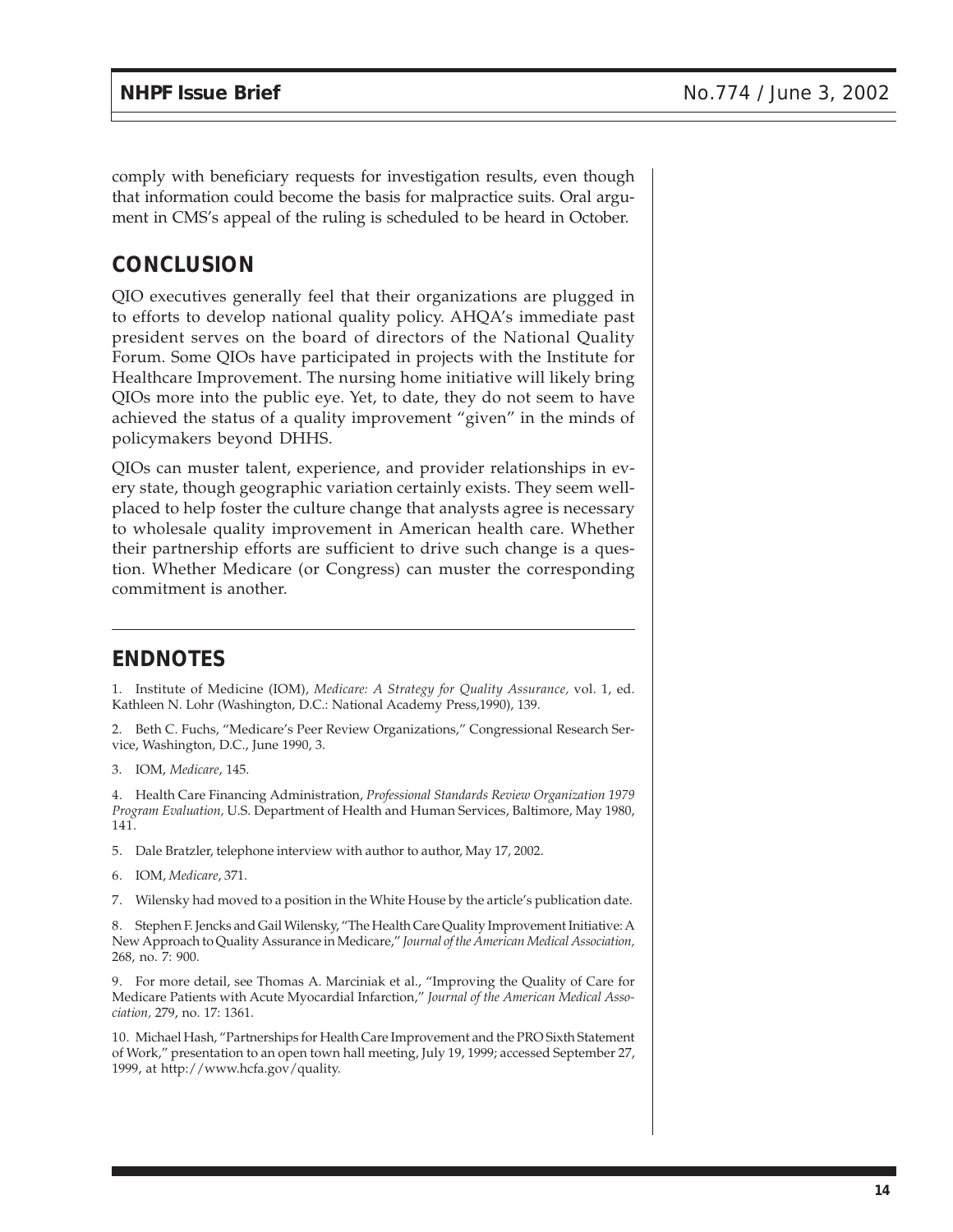comply with beneficiary requests for investigation results, even though that information could become the basis for malpractice suits. Oral argument in CMS's appeal of the ruling is scheduled to be heard in October.

## CONCLUSION

QIO executives generally feel that their organizations are plugged in to efforts to develop national quality policy. AHQA's immediate past president serves on the board of directors of the National Quality Forum. Some QIOs have participated in projects with the Institute for Healthcare Improvement. The nursing home initiative will likely bring QIOs more into the public eye. Yet, to date, they do not seem to have achieved the status of a quality improvement "given" in the minds of policymakers beyond DHHS.

QIOs can muster talent, experience, and provider relationships in every state, though geographic variation certainly exists. They seem well-placed to help foster the culture change that analysts agree is necessary to wholesale quality improvement in American health care. Whether their partnership efforts are sufficient to drive such change is a question. Whether Medicare (or Congress) can muster the corresponding commitment is another.

---

## ENDNOTES

1. Institute of Medicine (IOM), *Medicare: A Strategy for Quality Assurance,* vol. 1, ed. Kathleen N. Lohr (Washington, D.C.: National Academy Press,1990), 139.

2. Beth C. Fuchs, "Medicare's Peer Review Organizations," Congressional Research Service, Washington, D.C., June 1990, 3.

3. IOM, *Medicare*, 145.

4. Health Care Financing Administration, *Professional Standards Review Organization 1979 Program Evaluation,* U.S. Department of Health and Human Services, Baltimore, May 1980, 141.

5. Dale Bratzler, telephone interview with author to author, May 17, 2002.

6. IOM, *Medicare*, 371.

7. Wilensky had moved to a position in the White House by the article's publication date.

8. Stephen F. Jencks and Gail Wilensky, "The Health Care Quality Improvement Initiative: A New Approach to Quality Assurance in Medicare," *Journal of the American Medical Association,* 268, no. 7: 900.

9. For more detail, see Thomas A. Marciniak et al., "Improving the Quality of Care for Medicare Patients with Acute Myocardial Infarction," *Journal of the American Medical Association,* 279, no. 17: 1361.

10. Michael Hash, "Partnerships for Health Care Improvement and the PRO Sixth Statement of Work," presentation to an open town hall meeting, July 19, 1999; accessed September 27, 1999, at http://www.hcfa.gov/quality.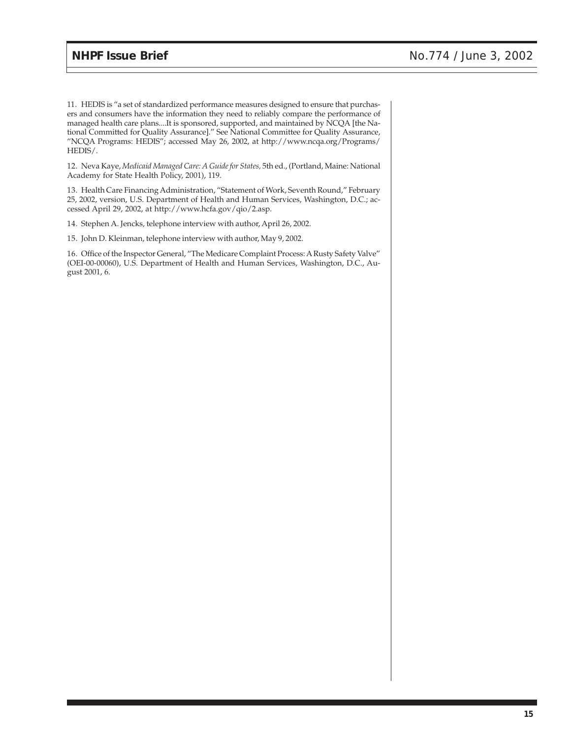11. HEDIS is "a set of standardized performance measures designed to ensure that purchasers and consumers have the information they need to reliably compare the performance of managed health care plans....It is sponsored, supported, and maintained by NCQA [the National Committed for Quality Assurance]." See National Committee for Quality Assurance, "NCQA Programs: HEDIS"; accessed May 26, 2002, at http://www.ncqa.org/Programs/HEDIS/.

12. Neva Kaye, *Medicaid Managed Care: A Guide for States,* 5th ed., (Portland, Maine: National Academy for State Health Policy, 2001), 119.

13. Health Care Financing Administration, "Statement of Work, Seventh Round," February 25, 2002, version, U.S. Department of Health and Human Services, Washington, D.C.; accessed April 29, 2002, at http://www.hcfa.gov/qio/2.asp.

14. Stephen A. Jencks, telephone interview with author, April 26, 2002.

15. John D. Kleinman, telephone interview with author, May 9, 2002.

16. Office of the Inspector General, "The Medicare Complaint Process: A Rusty Safety Valve" (OEI-00-00060), U.S. Department of Health and Human Services, Washington, D.C., August 2001, 6.